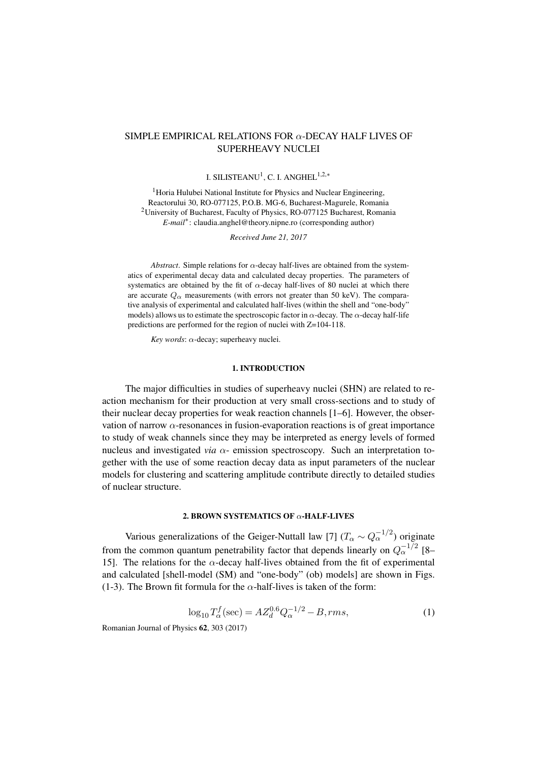# SIMPLE EMPIRICAL RELATIONS FOR $\alpha$-DECAY HALF LIVES OF SUPERHEAVY NUCLEI

I. SILISTEANU[1], C. I. ANGHEL[1,2,*]

[1]Horia Hulubei National Institute for Physics and Nuclear Engineering, Reactorului 30, RO-077125, P.O.B. MG-6, Bucharest-Magurele, Romania
[2]University of Bucharest, Faculty of Physics, RO-077125 Bucharest, Romania
*E-mail*[*]: claudia.anghel@theory.nipne.ro (corresponding author)

*Received June 21, 2017*

*Abstract*. Simple relations for $\alpha$-decay half-lives are obtained from the systematics of experimental decay data and calculated decay properties. The parameters of systematics are obtained by the fit of $\alpha$-decay half-lives of 80 nuclei at which there are accurate $Q_\alpha$ measurements (with errors not greater than 50 keV). The comparative analysis of experimental and calculated half-lives (within the shell and "one-body" models) allows us to estimate the spectroscopic factor in $\alpha$-decay. The $\alpha$-decay half-life predictions are performed for the region of nuclei with Z=104-118.

*Key words*: $\alpha$-decay; superheavy nuclei.

## 1. INTRODUCTION

The major difficulties in studies of superheavy nuclei (SHN) are related to reaction mechanism for their production at very small cross-sections and to study of their nuclear decay properties for weak reaction channels [1–6]. However, the observation of narrow $\alpha$-resonances in fusion-evaporation reactions is of great importance to study of weak channels since they may be interpreted as energy levels of formed nucleus and investigated *via* $\alpha$- emission spectroscopy. Such an interpretation together with the use of some reaction decay data as input parameters of the nuclear models for clustering and scattering amplitude contribute directly to detailed studies of nuclear structure.

## 2. BROWN SYSTEMATICS OF $\alpha$-HALF-LIVES

Various generalizations of the Geiger-Nuttall law [7] ($T_\alpha \sim Q_\alpha^{-1/2}$) originate from the common quantum penetrability factor that depends linearly on $Q_\alpha^{-1/2}$ [8–15]. The relations for the $\alpha$-decay half-lives obtained from the fit of experimental and calculated [shell-model (SM) and "one-body" (ob) models] are shown in Figs. (1-3). The Brown fit formula for the $\alpha$-half-lives is taken of the form:

$$\log_{10} T_\alpha^f(\text{sec}) = A Z_d^{0.6} Q_\alpha^{-1/2} - B, rms, \tag{1}$$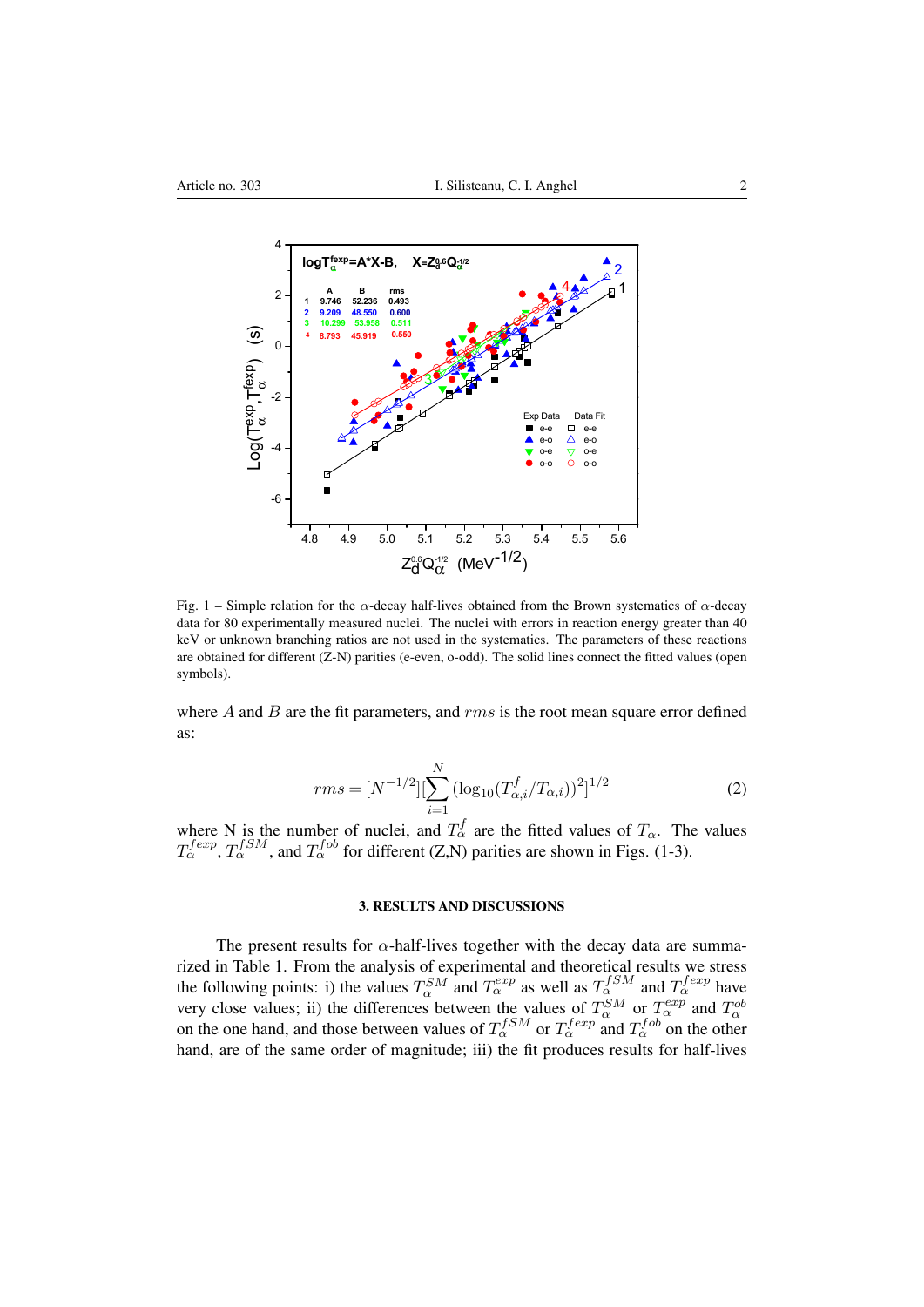Fig. 1 – Simple relation for the $\alpha$-decay half-lives obtained from the Brown systematics of $\alpha$-decay data for 80 experimentally measured nuclei. The nuclei with errors in reaction energy greater than 40 keV or unknown branching ratios are not used in the systematics. The parameters of these reactions are obtained for different (Z-N) parities (e-even, o-odd). The solid lines connect the fitted values (open symbols).

where $A$ and $B$ are the fit parameters, and $rms$ is the root mean square error defined as:

$$rms = [N^{-1/2}][\sum_{i=1}^{N}(\log_{10}(T^{f}_{\alpha,i}/T_{\alpha,i}))^2]^{1/2} \tag{2}$$

where N is the number of nuclei, and $T^{f}_{\alpha}$ are the fitted values of $T_{\alpha}$. The values $T^{fexp}_{\alpha}$, $T^{fSM}_{\alpha}$, and $T^{fob}_{\alpha}$ for different (Z,N) parities are shown in Figs. (1-3).

## 3. RESULTS AND DISCUSSIONS

The present results for $\alpha$-half-lives together with the decay data are summarized in Table 1. From the analysis of experimental and theoretical results we stress the following points: i) the values $T^{SM}_{\alpha}$ and $T^{exp}_{\alpha}$ as well as $T^{fSM}_{\alpha}$ and $T^{fexp}_{\alpha}$ have very close values; ii) the differences between the values of $T^{SM}_{\alpha}$ or $T^{exp}_{\alpha}$ and $T^{ob}_{\alpha}$ on the one hand, and those between values of $T^{fSM}_{\alpha}$ or $T^{fexp}_{\alpha}$ and $T^{fob}_{\alpha}$ on the other hand, are of the same order of magnitude; iii) the fit produces results for half-lives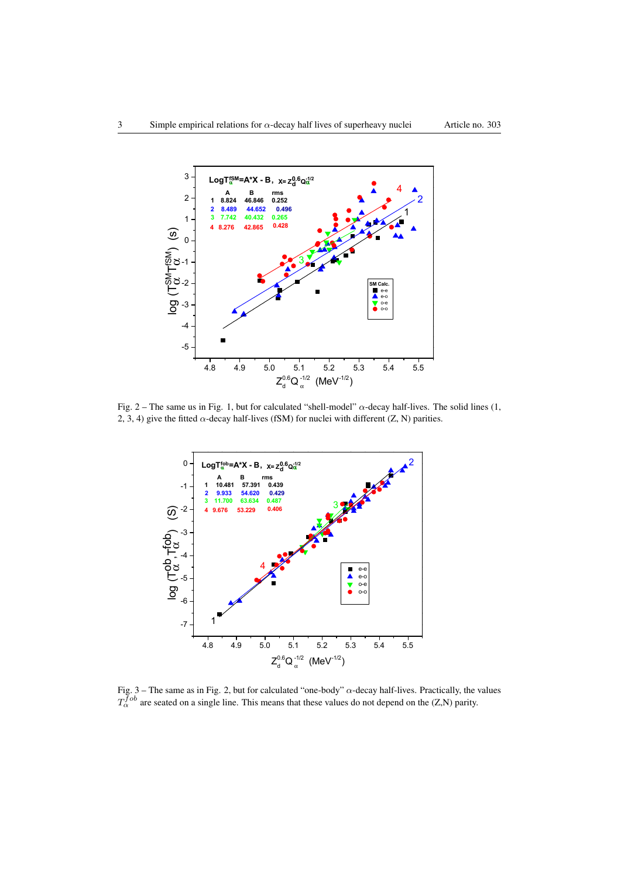Fig. 2 – The same us in Fig. 1, but for calculated "shell-model" $\alpha$-decay half-lives. The solid lines (1, 2, 3, 4) give the fitted $\alpha$-decay half-lives (fSM) for nuclei with different (Z, N) parities.

Fig. 3 – The same as in Fig. 2, but for calculated "one-body" $\alpha$-decay half-lives. Practically, the values $T_\alpha^{fob}$ are seated on a single line. This means that these values do not depend on the (Z,N) parity.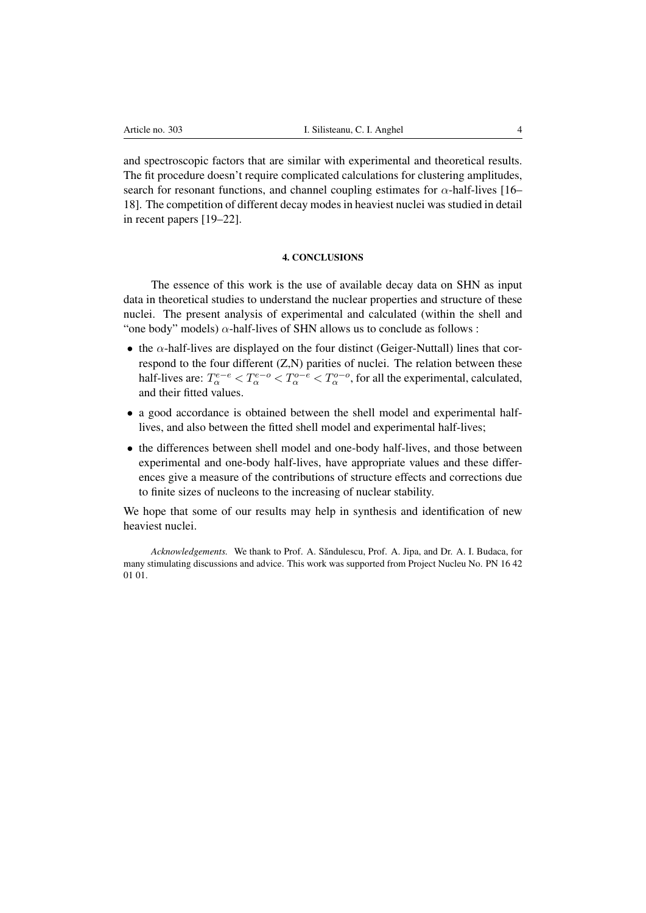and spectroscopic factors that are similar with experimental and theoretical results. The fit procedure doesn't require complicated calculations for clustering amplitudes, search for resonant functions, and channel coupling estimates for $\alpha$-half-lives [16–18]. The competition of different decay modes in heaviest nuclei was studied in detail in recent papers [19–22].

## 4. CONCLUSIONS

The essence of this work is the use of available decay data on SHN as input data in theoretical studies to understand the nuclear properties and structure of these nuclei. The present analysis of experimental and calculated (within the shell and "one body" models) $\alpha$-half-lives of SHN allows us to conclude as follows :

- the $\alpha$-half-lives are displayed on the four distinct (Geiger-Nuttall) lines that correspond to the four different (Z,N) parities of nuclei. The relation between these half-lives are: $T_{\alpha}^{e-e} < T_{\alpha}^{e-o} < T_{\alpha}^{o-e} < T_{\alpha}^{o-o}$, for all the experimental, calculated, and their fitted values.
- a good accordance is obtained between the shell model and experimental half-lives, and also between the fitted shell model and experimental half-lives;
- the differences between shell model and one-body half-lives, and those between experimental and one-body half-lives, have appropriate values and these differences give a measure of the contributions of structure effects and corrections due to finite sizes of nucleons to the increasing of nuclear stability.

We hope that some of our results may help in synthesis and identification of new heaviest nuclei.

*Acknowledgements.* We thank to Prof. A. Săndulescu, Prof. A. Jipa, and Dr. A. I. Budaca, for many stimulating discussions and advice. This work was supported from Project Nucleu No. PN 16 42 01 01.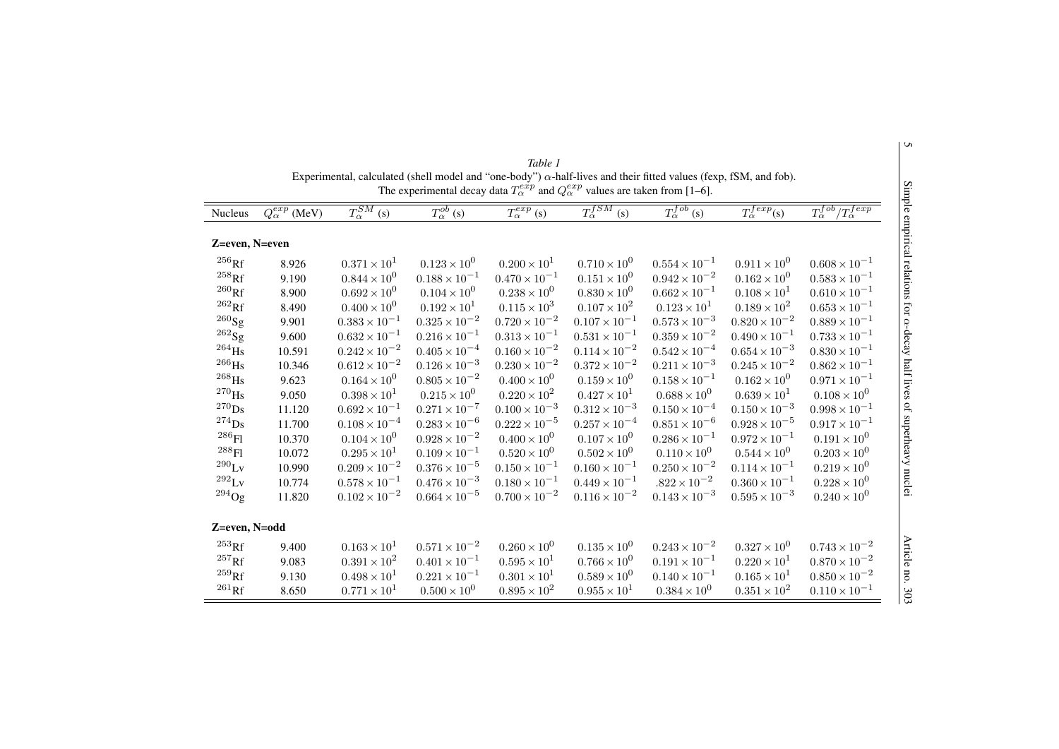*Table 1*
Experimental, calculated (shell model and "one-body") $\alpha$-half-lives and their fitted values (fexp, fSM, and fob). The experimental decay data $T_\alpha^{exp}$ and $Q_\alpha^{exp}$ values are taken from [1–6].

| Nucleus | $Q_\alpha^{exp}$ (MeV) | $T_\alpha^{SM}$ (s) | $T_\alpha^{ob}$ (s) | $T_\alpha^{exp}$ (s) | $T_\alpha^{fSM}$ (s) | $T_\alpha^{fob}$ (s) | $T_\alpha^{fexp}$(s) | $T_\alpha^{fob}/T_\alpha^{fexp}$ |
|---|---|---|---|---|---|---|---|---|
| **Z=even, N=even** | | | | | | | | |
| $^{256}$Rf | 8.926 | $0.371\times10^{1}$ | $0.123\times10^{0}$ | $0.200\times10^{1}$ | $0.710\times10^{0}$ | $0.554\times10^{-1}$ | $0.911\times10^{0}$ | $0.608\times10^{-1}$ |
| $^{258}$Rf | 9.190 | $0.844\times10^{0}$ | $0.188\times10^{-1}$ | $0.470\times10^{-1}$ | $0.151\times10^{0}$ | $0.942\times10^{-2}$ | $0.162\times10^{0}$ | $0.583\times10^{-1}$ |
| $^{260}$Rf | 8.900 | $0.692\times10^{0}$ | $0.104\times10^{0}$ | $0.238\times10^{0}$ | $0.830\times10^{0}$ | $0.662\times10^{-1}$ | $0.108\times10^{1}$ | $0.610\times10^{-1}$ |
| $^{262}$Rf | 8.490 | $0.400\times10^{0}$ | $0.192\times10^{1}$ | $0.115\times10^{3}$ | $0.107\times10^{2}$ | $0.123\times10^{1}$ | $0.189\times10^{2}$ | $0.653\times10^{-1}$ |
| $^{260}$Sg | 9.901 | $0.383\times10^{-1}$ | $0.325\times10^{-2}$ | $0.720\times10^{-2}$ | $0.107\times10^{-1}$ | $0.573\times10^{-3}$ | $0.820\times10^{-2}$ | $0.889\times10^{-1}$ |
| $^{262}$Sg | 9.600 | $0.632\times10^{-1}$ | $0.216\times10^{-1}$ | $0.313\times10^{-1}$ | $0.531\times10^{-1}$ | $0.359\times10^{-2}$ | $0.490\times10^{-1}$ | $0.733\times10^{-1}$ |
| $^{264}$Hs | 10.591 | $0.242\times10^{-2}$ | $0.405\times10^{-4}$ | $0.160\times10^{-2}$ | $0.114\times10^{-2}$ | $0.542\times10^{-4}$ | $0.654\times10^{-3}$ | $0.830\times10^{-1}$ |
| $^{266}$Hs | 10.346 | $0.612\times10^{-2}$ | $0.126\times10^{-3}$ | $0.230\times10^{-2}$ | $0.372\times10^{-2}$ | $0.211\times10^{-3}$ | $0.245\times10^{-2}$ | $0.862\times10^{-1}$ |
| $^{268}$Hs | 9.623 | $0.164\times10^{0}$ | $0.805\times10^{-2}$ | $0.400\times10^{0}$ | $0.159\times10^{0}$ | $0.158\times10^{-1}$ | $0.162\times10^{0}$ | $0.971\times10^{-1}$ |
| $^{270}$Hs | 9.050 | $0.398\times10^{1}$ | $0.215\times10^{0}$ | $0.220\times10^{2}$ | $0.427\times10^{1}$ | $0.688\times10^{0}$ | $0.639\times10^{1}$ | $0.108\times10^{0}$ |
| $^{270}$Ds | 11.120 | $0.692\times10^{-1}$ | $0.271\times10^{-7}$ | $0.100\times10^{-3}$ | $0.312\times10^{-3}$ | $0.150\times10^{-4}$ | $0.150\times10^{-3}$ | $0.998\times10^{-1}$ |
| $^{274}$Ds | 11.700 | $0.108\times10^{-4}$ | $0.283\times10^{-6}$ | $0.222\times10^{-5}$ | $0.257\times10^{-4}$ | $0.851\times10^{-6}$ | $0.928\times10^{-5}$ | $0.917\times10^{-1}$ |
| $^{286}$Fl | 10.370 | $0.104\times10^{0}$ | $0.928\times10^{-2}$ | $0.400\times10^{0}$ | $0.107\times10^{0}$ | $0.286\times10^{-1}$ | $0.972\times10^{-1}$ | $0.191\times10^{0}$ |
| $^{288}$Fl | 10.072 | $0.295\times10^{1}$ | $0.109\times10^{-1}$ | $0.520\times10^{0}$ | $0.502\times10^{0}$ | $0.110\times10^{0}$ | $0.544\times10^{0}$ | $0.203\times10^{0}$ |
| $^{290}$Lv | 10.990 | $0.209\times10^{-2}$ | $0.376\times10^{-5}$ | $0.150\times10^{-1}$ | $0.160\times10^{-1}$ | $0.250\times10^{-2}$ | $0.114\times10^{-1}$ | $0.219\times10^{0}$ |
| $^{292}$Lv | 10.774 | $0.578\times10^{-1}$ | $0.476\times10^{-3}$ | $0.180\times10^{-1}$ | $0.449\times10^{-1}$ | $.822\times10^{-2}$ | $0.360\times10^{-1}$ | $0.228\times10^{0}$ |
| $^{294}$Og | 11.820 | $0.102\times10^{-2}$ | $0.664\times10^{-5}$ | $0.700\times10^{-2}$ | $0.116\times10^{-2}$ | $0.143\times10^{-3}$ | $0.595\times10^{-3}$ | $0.240\times10^{0}$ |
| **Z=even, N=odd** | | | | | | | | |
| $^{253}$Rf | 9.400 | $0.163\times10^{1}$ | $0.571\times10^{-2}$ | $0.260\times10^{0}$ | $0.135\times10^{0}$ | $0.243\times10^{-2}$ | $0.327\times10^{0}$ | $0.743\times10^{-2}$ |
| $^{257}$Rf | 9.083 | $0.391\times10^{2}$ | $0.401\times10^{-1}$ | $0.595\times10^{1}$ | $0.766\times10^{0}$ | $0.191\times10^{-1}$ | $0.220\times10^{1}$ | $0.870\times10^{-2}$ |
| $^{259}$Rf | 9.130 | $0.498\times10^{1}$ | $0.221\times10^{-1}$ | $0.301\times10^{1}$ | $0.589\times10^{0}$ | $0.140\times10^{-1}$ | $0.165\times10^{1}$ | $0.850\times10^{-2}$ |
| $^{261}$Rf | 8.650 | $0.771\times10^{1}$ | $0.500\times10^{0}$ | $0.895\times10^{2}$ | $0.955\times10^{1}$ | $0.384\times10^{0}$ | $0.351\times10^{2}$ | $0.110\times10^{-1}$ |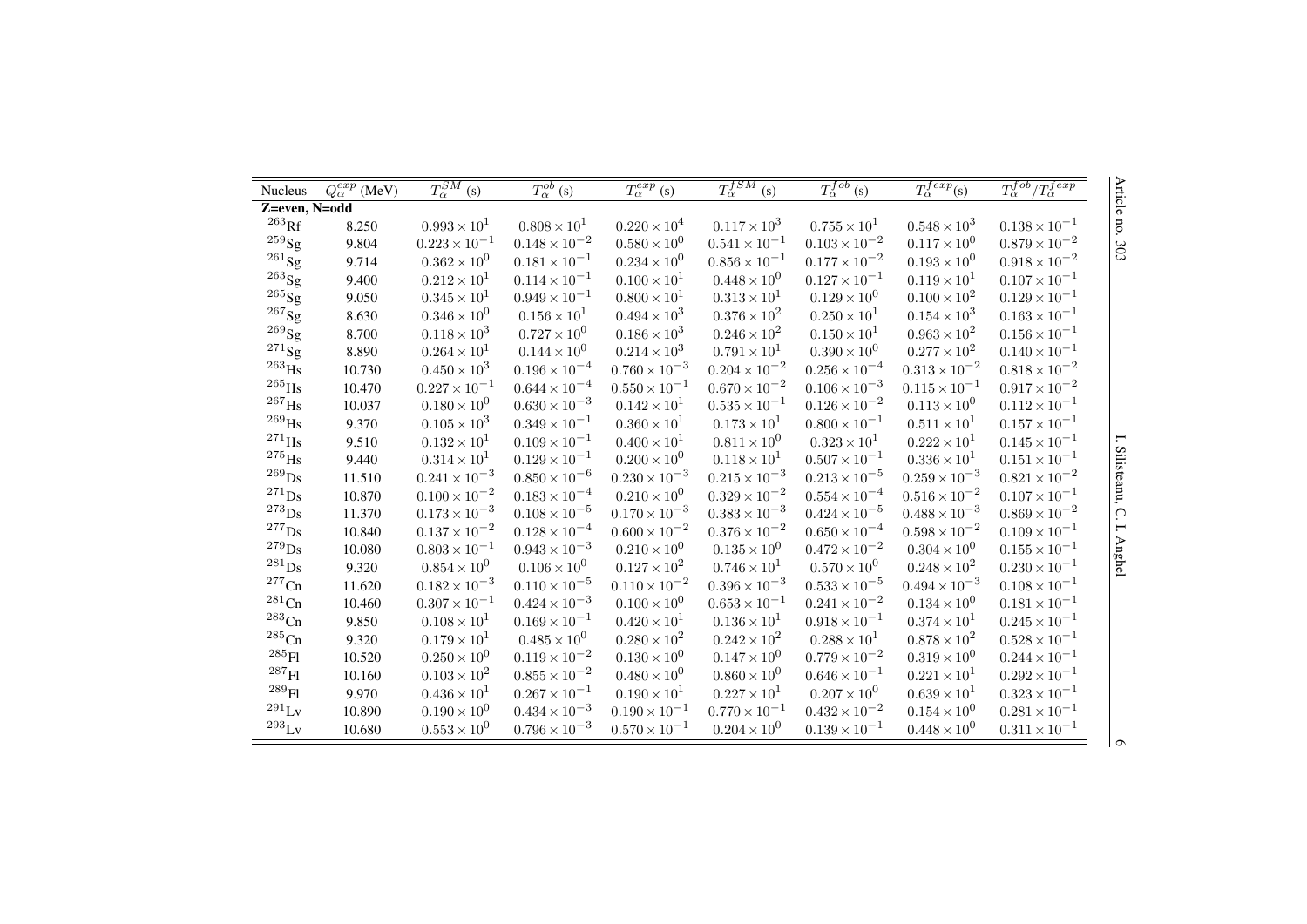| Nucleus | $Q_\alpha^{exp}$ (MeV) | $T_\alpha^{SM}$ (s) | $T_\alpha^{ob}$ (s) | $T_\alpha^{exp}$ (s) | $T_\alpha^{fSM}$ (s) | $T_\alpha^{fob}$ (s) | $T_\alpha^{fexp}$(s) | $T_\alpha^{fob}/T_\alpha^{fexp}$ |
|---|---|---|---|---|---|---|---|---|
| **Z=even, N=odd** | | | | | | | | |
| $^{263}$Rf | 8.250 | $0.993 \times 10^{1}$ | $0.808 \times 10^{1}$ | $0.220 \times 10^{4}$ | $0.117 \times 10^{3}$ | $0.755 \times 10^{1}$ | $0.548 \times 10^{3}$ | $0.138 \times 10^{-1}$ |
| $^{259}$Sg | 9.804 | $0.223 \times 10^{-1}$ | $0.148 \times 10^{-2}$ | $0.580 \times 10^{0}$ | $0.541 \times 10^{-1}$ | $0.103 \times 10^{-2}$ | $0.117 \times 10^{0}$ | $0.879 \times 10^{-2}$ |
| $^{261}$Sg | 9.714 | $0.362 \times 10^{0}$ | $0.181 \times 10^{-1}$ | $0.234 \times 10^{0}$ | $0.856 \times 10^{-1}$ | $0.177 \times 10^{-2}$ | $0.193 \times 10^{0}$ | $0.918 \times 10^{-2}$ |
| $^{263}$Sg | 9.400 | $0.212 \times 10^{1}$ | $0.114 \times 10^{-1}$ | $0.100 \times 10^{1}$ | $0.448 \times 10^{0}$ | $0.127 \times 10^{-1}$ | $0.119 \times 10^{1}$ | $0.107 \times 10^{-1}$ |
| $^{265}$Sg | 9.050 | $0.345 \times 10^{1}$ | $0.949 \times 10^{-1}$ | $0.800 \times 10^{1}$ | $0.313 \times 10^{1}$ | $0.129 \times 10^{0}$ | $0.100 \times 10^{2}$ | $0.129 \times 10^{-1}$ |
| $^{267}$Sg | 8.630 | $0.346 \times 10^{0}$ | $0.156 \times 10^{1}$ | $0.494 \times 10^{3}$ | $0.376 \times 10^{2}$ | $0.250 \times 10^{1}$ | $0.154 \times 10^{3}$ | $0.163 \times 10^{-1}$ |
| $^{269}$Sg | 8.700 | $0.118 \times 10^{3}$ | $0.727 \times 10^{0}$ | $0.186 \times 10^{3}$ | $0.246 \times 10^{2}$ | $0.150 \times 10^{1}$ | $0.963 \times 10^{2}$ | $0.156 \times 10^{-1}$ |
| $^{271}$Sg | 8.890 | $0.264 \times 10^{1}$ | $0.144 \times 10^{0}$ | $0.214 \times 10^{3}$ | $0.791 \times 10^{1}$ | $0.390 \times 10^{0}$ | $0.277 \times 10^{2}$ | $0.140 \times 10^{-1}$ |
| $^{263}$Hs | 10.730 | $0.450 \times 10^{3}$ | $0.196 \times 10^{-4}$ | $0.760 \times 10^{-3}$ | $0.204 \times 10^{-2}$ | $0.256 \times 10^{-4}$ | $0.313 \times 10^{-2}$ | $0.818 \times 10^{-2}$ |
| $^{265}$Hs | 10.470 | $0.227 \times 10^{-1}$ | $0.644 \times 10^{-4}$ | $0.550 \times 10^{-1}$ | $0.670 \times 10^{-2}$ | $0.106 \times 10^{-3}$ | $0.115 \times 10^{-1}$ | $0.917 \times 10^{-2}$ |
| $^{267}$Hs | 10.037 | $0.180 \times 10^{0}$ | $0.630 \times 10^{-3}$ | $0.142 \times 10^{1}$ | $0.535 \times 10^{-1}$ | $0.126 \times 10^{-2}$ | $0.113 \times 10^{0}$ | $0.112 \times 10^{-1}$ |
| $^{269}$Hs | 9.370 | $0.105 \times 10^{3}$ | $0.349 \times 10^{-1}$ | $0.360 \times 10^{1}$ | $0.173 \times 10^{1}$ | $0.800 \times 10^{-1}$ | $0.511 \times 10^{1}$ | $0.157 \times 10^{-1}$ |
| $^{271}$Hs | 9.510 | $0.132 \times 10^{1}$ | $0.109 \times 10^{-1}$ | $0.400 \times 10^{1}$ | $0.811 \times 10^{0}$ | $0.323 \times 10^{1}$ | $0.222 \times 10^{1}$ | $0.145 \times 10^{-1}$ |
| $^{275}$Hs | 9.440 | $0.314 \times 10^{1}$ | $0.129 \times 10^{-1}$ | $0.200 \times 10^{0}$ | $0.118 \times 10^{1}$ | $0.507 \times 10^{-1}$ | $0.336 \times 10^{1}$ | $0.151 \times 10^{-1}$ |
| $^{269}$Ds | 11.510 | $0.241 \times 10^{-3}$ | $0.850 \times 10^{-6}$ | $0.230 \times 10^{-3}$ | $0.215 \times 10^{-3}$ | $0.213 \times 10^{-5}$ | $0.259 \times 10^{-3}$ | $0.821 \times 10^{-2}$ |
| $^{271}$Ds | 10.870 | $0.100 \times 10^{-2}$ | $0.183 \times 10^{-4}$ | $0.210 \times 10^{0}$ | $0.329 \times 10^{-2}$ | $0.554 \times 10^{-4}$ | $0.516 \times 10^{-2}$ | $0.107 \times 10^{-1}$ |
| $^{273}$Ds | 11.370 | $0.173 \times 10^{-3}$ | $0.108 \times 10^{-5}$ | $0.170 \times 10^{-3}$ | $0.383 \times 10^{-3}$ | $0.424 \times 10^{-5}$ | $0.488 \times 10^{-3}$ | $0.869 \times 10^{-2}$ |
| $^{277}$Ds | 10.840 | $0.137 \times 10^{-2}$ | $0.128 \times 10^{-4}$ | $0.600 \times 10^{-2}$ | $0.376 \times 10^{-2}$ | $0.650 \times 10^{-4}$ | $0.598 \times 10^{-2}$ | $0.109 \times 10^{-1}$ |
| $^{279}$Ds | 10.080 | $0.803 \times 10^{-1}$ | $0.943 \times 10^{-3}$ | $0.210 \times 10^{0}$ | $0.135 \times 10^{0}$ | $0.472 \times 10^{-2}$ | $0.304 \times 10^{0}$ | $0.155 \times 10^{-1}$ |
| $^{281}$Ds | 9.320 | $0.854 \times 10^{0}$ | $0.106 \times 10^{0}$ | $0.127 \times 10^{2}$ | $0.746 \times 10^{1}$ | $0.570 \times 10^{0}$ | $0.248 \times 10^{2}$ | $0.230 \times 10^{-1}$ |
| $^{277}$Cn | 11.620 | $0.182 \times 10^{-3}$ | $0.110 \times 10^{-5}$ | $0.110 \times 10^{-2}$ | $0.396 \times 10^{-3}$ | $0.533 \times 10^{-5}$ | $0.494 \times 10^{-3}$ | $0.108 \times 10^{-1}$ |
| $^{281}$Cn | 10.460 | $0.307 \times 10^{-1}$ | $0.424 \times 10^{-3}$ | $0.100 \times 10^{0}$ | $0.653 \times 10^{-1}$ | $0.241 \times 10^{-2}$ | $0.134 \times 10^{0}$ | $0.181 \times 10^{-1}$ |
| $^{283}$Cn | 9.850 | $0.108 \times 10^{1}$ | $0.169 \times 10^{-1}$ | $0.420 \times 10^{1}$ | $0.136 \times 10^{1}$ | $0.918 \times 10^{-1}$ | $0.374 \times 10^{1}$ | $0.245 \times 10^{-1}$ |
| $^{285}$Cn | 9.320 | $0.179 \times 10^{1}$ | $0.485 \times 10^{0}$ | $0.280 \times 10^{2}$ | $0.242 \times 10^{2}$ | $0.288 \times 10^{1}$ | $0.878 \times 10^{2}$ | $0.528 \times 10^{-1}$ |
| $^{285}$Fl | 10.520 | $0.250 \times 10^{0}$ | $0.119 \times 10^{-2}$ | $0.130 \times 10^{0}$ | $0.147 \times 10^{0}$ | $0.779 \times 10^{-2}$ | $0.319 \times 10^{0}$ | $0.244 \times 10^{-1}$ |
| $^{287}$Fl | 10.160 | $0.103 \times 10^{2}$ | $0.855 \times 10^{-2}$ | $0.480 \times 10^{0}$ | $0.860 \times 10^{0}$ | $0.646 \times 10^{-1}$ | $0.221 \times 10^{1}$ | $0.292 \times 10^{-1}$ |
| $^{289}$Fl | 9.970 | $0.436 \times 10^{1}$ | $0.267 \times 10^{-1}$ | $0.190 \times 10^{1}$ | $0.227 \times 10^{1}$ | $0.207 \times 10^{0}$ | $0.639 \times 10^{1}$ | $0.323 \times 10^{-1}$ |
| $^{291}$Lv | 10.890 | $0.190 \times 10^{0}$ | $0.434 \times 10^{-3}$ | $0.190 \times 10^{-1}$ | $0.770 \times 10^{-1}$ | $0.432 \times 10^{-2}$ | $0.154 \times 10^{0}$ | $0.281 \times 10^{-1}$ |
| $^{293}$Lv | 10.680 | $0.553 \times 10^{0}$ | $0.796 \times 10^{-3}$ | $0.570 \times 10^{-1}$ | $0.204 \times 10^{0}$ | $0.139 \times 10^{-1}$ | $0.448 \times 10^{0}$ | $0.311 \times 10^{-1}$ |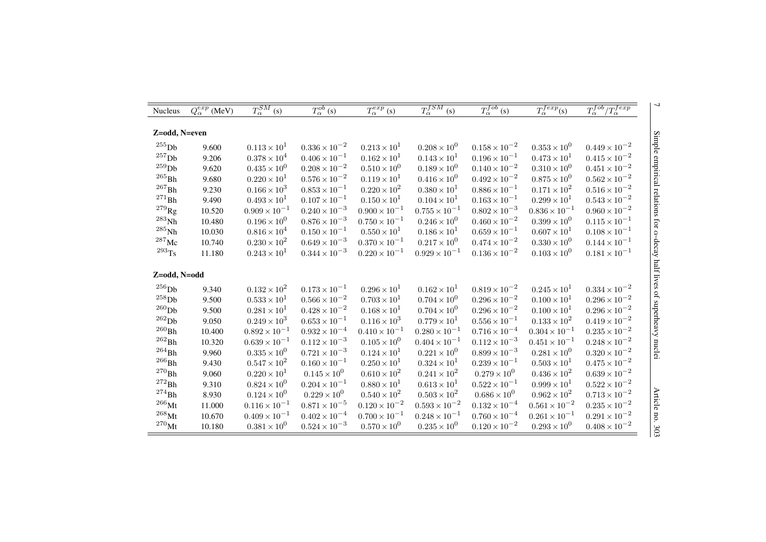| Nucleus | $Q_\alpha^{exp}$ (MeV) | $T_\alpha^{SM}$ (s) | $T_\alpha^{ob}$ (s) | $T_\alpha^{exp}$ (s) | $T_\alpha^{fSM}$ (s) | $T_\alpha^{fob}$ (s) | $T_\alpha^{fexp}$(s) | $T_\alpha^{fob}/T_\alpha^{fexp}$ |
|---|---|---|---|---|---|---|---|---|
| **Z=odd, N=even** | | | | | | | | |
| $^{255}$Db | 9.600 | $0.113\times10^{1}$ | $0.336\times10^{-2}$ | $0.213\times10^{1}$ | $0.208\times10^{0}$ | $0.158\times10^{-2}$ | $0.353\times10^{0}$ | $0.449\times10^{-2}$ |
| $^{257}$Db | 9.206 | $0.378\times10^{4}$ | $0.406\times10^{-1}$ | $0.162\times10^{1}$ | $0.143\times10^{1}$ | $0.196\times10^{-1}$ | $0.473\times10^{1}$ | $0.415\times10^{-2}$ |
| $^{259}$Db | 9.620 | $0.435\times10^{0}$ | $0.208\times10^{-2}$ | $0.510\times10^{0}$ | $0.189\times10^{0}$ | $0.140\times10^{-2}$ | $0.310\times10^{0}$ | $0.451\times10^{-2}$ |
| $^{265}$Bh | 9.680 | $0.220\times10^{1}$ | $0.576\times10^{-2}$ | $0.119\times10^{1}$ | $0.416\times10^{0}$ | $0.492\times10^{-2}$ | $0.875\times10^{0}$ | $0.562\times10^{-2}$ |
| $^{267}$Bh | 9.230 | $0.166\times10^{3}$ | $0.853\times10^{-1}$ | $0.220\times10^{2}$ | $0.380\times10^{1}$ | $0.886\times10^{-1}$ | $0.171\times10^{2}$ | $0.516\times10^{-2}$ |
| $^{271}$Bh | 9.490 | $0.493\times10^{1}$ | $0.107\times10^{-1}$ | $0.150\times10^{1}$ | $0.104\times10^{1}$ | $0.163\times10^{-1}$ | $0.299\times10^{1}$ | $0.543\times10^{-2}$ |
| $^{279}$Rg | 10.520 | $0.909\times10^{-1}$ | $0.240\times10^{-3}$ | $0.900\times10^{-1}$ | $0.755\times10^{-1}$ | $0.802\times10^{-3}$ | $0.836\times10^{-1}$ | $0.960\times10^{-2}$ |
| $^{283}$Nh | 10.480 | $0.196\times10^{0}$ | $0.876\times10^{-3}$ | $0.750\times10^{-1}$ | $0.246\times10^{0}$ | $0.460\times10^{-2}$ | $0.399\times10^{0}$ | $0.115\times10^{-1}$ |
| $^{285}$Nh | 10.030 | $0.816\times10^{4}$ | $0.150\times10^{-1}$ | $0.550\times10^{1}$ | $0.186\times10^{1}$ | $0.659\times10^{-1}$ | $0.607\times10^{1}$ | $0.108\times10^{-1}$ |
| $^{287}$Mc | 10.740 | $0.230\times10^{2}$ | $0.649\times10^{-3}$ | $0.370\times10^{-1}$ | $0.217\times10^{0}$ | $0.474\times10^{-2}$ | $0.330\times10^{0}$ | $0.144\times10^{-1}$ |
| $^{293}$Ts | 11.180 | $0.243\times10^{1}$ | $0.344\times10^{-3}$ | $0.220\times10^{-1}$ | $0.929\times10^{-1}$ | $0.136\times10^{-2}$ | $0.103\times10^{0}$ | $0.181\times10^{-1}$ |
| **Z=odd, N=odd** | | | | | | | | |
| $^{256}$Db | 9.340 | $0.132\times10^{2}$ | $0.173\times10^{-1}$ | $0.296\times10^{1}$ | $0.162\times10^{1}$ | $0.819\times10^{-2}$ | $0.245\times10^{1}$ | $0.334\times10^{-2}$ |
| $^{258}$Db | 9.500 | $0.533\times10^{1}$ | $0.566\times10^{-2}$ | $0.703\times10^{1}$ | $0.704\times10^{0}$ | $0.296\times10^{-2}$ | $0.100\times10^{1}$ | $0.296\times10^{-2}$ |
| $^{260}$Db | 9.500 | $0.281\times10^{1}$ | $0.428\times10^{-2}$ | $0.168\times10^{1}$ | $0.704\times10^{0}$ | $0.296\times10^{-2}$ | $0.100\times10^{1}$ | $0.296\times10^{-2}$ |
| $^{262}$Db | 9.050 | $0.249\times10^{3}$ | $0.653\times10^{-1}$ | $0.116\times10^{3}$ | $0.779\times10^{1}$ | $0.556\times10^{-1}$ | $0.133\times10^{2}$ | $0.419\times10^{-2}$ |
| $^{260}$Bh | 10.400 | $0.892\times10^{-1}$ | $0.932\times10^{-4}$ | $0.410\times10^{-1}$ | $0.280\times10^{-1}$ | $0.716\times10^{-4}$ | $0.304\times10^{-1}$ | $0.235\times10^{-2}$ |
| $^{262}$Bh | 10.320 | $0.639\times10^{-1}$ | $0.112\times10^{-3}$ | $0.105\times10^{0}$ | $0.404\times10^{-1}$ | $0.112\times10^{-3}$ | $0.451\times10^{-1}$ | $0.248\times10^{-2}$ |
| $^{264}$Bh | 9.960 | $0.335\times10^{0}$ | $0.721\times10^{-3}$ | $0.124\times10^{1}$ | $0.221\times10^{0}$ | $0.899\times10^{-3}$ | $0.281\times10^{0}$ | $0.320\times10^{-2}$ |
| $^{266}$Bh | 9.430 | $0.547\times10^{2}$ | $0.160\times10^{-1}$ | $0.250\times10^{1}$ | $0.324\times10^{1}$ | $0.239\times10^{-1}$ | $0.503\times10^{1}$ | $0.475\times10^{-2}$ |
| $^{270}$Bh | 9.060 | $0.220\times10^{1}$ | $0.145\times10^{0}$ | $0.610\times10^{2}$ | $0.241\times10^{2}$ | $0.279\times10^{0}$ | $0.436\times10^{2}$ | $0.639\times10^{-2}$ |
| $^{272}$Bh | 9.310 | $0.824\times10^{0}$ | $0.204\times10^{-1}$ | $0.880\times10^{1}$ | $0.613\times10^{1}$ | $0.522\times10^{-1}$ | $0.999\times10^{1}$ | $0.522\times10^{-2}$ |
| $^{274}$Bh | 8.930 | $0.124\times10^{0}$ | $0.229\times10^{0}$ | $0.540\times10^{2}$ | $0.503\times10^{2}$ | $0.686\times10^{0}$ | $0.962\times10^{2}$ | $0.713\times10^{-2}$ |
| $^{266}$Mt | 11.000 | $0.116\times10^{-1}$ | $0.871\times10^{-5}$ | $0.120\times10^{-2}$ | $0.593\times10^{-2}$ | $0.132\times10^{-4}$ | $0.561\times10^{-2}$ | $0.235\times10^{-2}$ |
| $^{268}$Mt | 10.670 | $0.409\times10^{-1}$ | $0.402\times10^{-4}$ | $0.700\times10^{-1}$ | $0.248\times10^{-1}$ | $0.760\times10^{-4}$ | $0.261\times10^{-1}$ | $0.291\times10^{-2}$ |
| $^{270}$Mt | 10.180 | $0.381\times10^{0}$ | $0.524\times10^{-3}$ | $0.570\times10^{0}$ | $0.235\times10^{0}$ | $0.120\times10^{-2}$ | $0.293\times10^{0}$ | $0.408\times10^{-2}$ |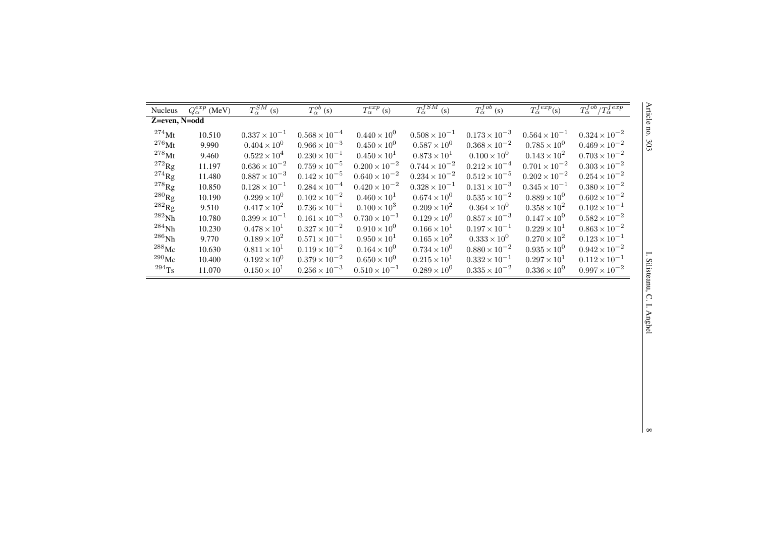| Nucleus | $Q_\alpha^{exp}$ (MeV) | $T_\alpha^{SM}$ (s) | $T_\alpha^{ob}$ (s) | $T_\alpha^{exp}$ (s) | $T_\alpha^{fSM}$ (s) | $T_\alpha^{fob}$ (s) | $T_\alpha^{fexp}$(s) | $T_\alpha^{fob}/T_\alpha^{fexp}$ |
|---|---|---|---|---|---|---|---|---|
| **Z=even, N=odd** | | | | | | | | |
| $^{274}$Mt | 10.510 | $0.337 \times 10^{-1}$ | $0.568 \times 10^{-4}$ | $0.440 \times 10^{0}$ | $0.508 \times 10^{-1}$ | $0.173 \times 10^{-3}$ | $0.564 \times 10^{-1}$ | $0.324 \times 10^{-2}$ |
| $^{276}$Mt | 9.990 | $0.404 \times 10^{0}$ | $0.966 \times 10^{-3}$ | $0.450 \times 10^{0}$ | $0.587 \times 10^{0}$ | $0.368 \times 10^{-2}$ | $0.785 \times 10^{0}$ | $0.469 \times 10^{-2}$ |
| $^{278}$Mt | 9.460 | $0.522 \times 10^{4}$ | $0.230 \times 10^{-1}$ | $0.450 \times 10^{1}$ | $0.873 \times 10^{1}$ | $0.100 \times 10^{0}$ | $0.143 \times 10^{2}$ | $0.703 \times 10^{-2}$ |
| $^{272}$Rg | 11.197 | $0.636 \times 10^{-2}$ | $0.759 \times 10^{-5}$ | $0.200 \times 10^{-2}$ | $0.744 \times 10^{-2}$ | $0.212 \times 10^{-4}$ | $0.701 \times 10^{-2}$ | $0.303 \times 10^{-2}$ |
| $^{274}$Rg | 11.480 | $0.887 \times 10^{-3}$ | $0.142 \times 10^{-5}$ | $0.640 \times 10^{-2}$ | $0.234 \times 10^{-2}$ | $0.512 \times 10^{-5}$ | $0.202 \times 10^{-2}$ | $0.254 \times 10^{-2}$ |
| $^{278}$Rg | 10.850 | $0.128 \times 10^{-1}$ | $0.284 \times 10^{-4}$ | $0.420 \times 10^{-2}$ | $0.328 \times 10^{-1}$ | $0.131 \times 10^{-3}$ | $0.345 \times 10^{-1}$ | $0.380 \times 10^{-2}$ |
| $^{280}$Rg | 10.190 | $0.299 \times 10^{0}$ | $0.102 \times 10^{-2}$ | $0.460 \times 10^{1}$ | $0.674 \times 10^{0}$ | $0.535 \times 10^{-2}$ | $0.889 \times 10^{0}$ | $0.602 \times 10^{-2}$ |
| $^{282}$Rg | 9.510 | $0.417 \times 10^{2}$ | $0.736 \times 10^{-1}$ | $0.100 \times 10^{3}$ | $0.209 \times 10^{2}$ | $0.364 \times 10^{0}$ | $0.358 \times 10^{2}$ | $0.102 \times 10^{-1}$ |
| $^{282}$Nh | 10.780 | $0.399 \times 10^{-1}$ | $0.161 \times 10^{-3}$ | $0.730 \times 10^{-1}$ | $0.129 \times 10^{0}$ | $0.857 \times 10^{-3}$ | $0.147 \times 10^{0}$ | $0.582 \times 10^{-2}$ |
| $^{284}$Nh | 10.230 | $0.478 \times 10^{1}$ | $0.327 \times 10^{-2}$ | $0.910 \times 10^{0}$ | $0.166 \times 10^{1}$ | $0.197 \times 10^{-1}$ | $0.229 \times 10^{1}$ | $0.863 \times 10^{-2}$ |
| $^{286}$Nh | 9.770 | $0.189 \times 10^{2}$ | $0.571 \times 10^{-1}$ | $0.950 \times 10^{1}$ | $0.165 \times 10^{2}$ | $0.333 \times 10^{0}$ | $0.270 \times 10^{2}$ | $0.123 \times 10^{-1}$ |
| $^{288}$Mc | 10.630 | $0.811 \times 10^{1}$ | $0.119 \times 10^{-2}$ | $0.164 \times 10^{0}$ | $0.734 \times 10^{0}$ | $0.880 \times 10^{-2}$ | $0.935 \times 10^{0}$ | $0.942 \times 10^{-2}$ |
| $^{290}$Mc | 10.400 | $0.192 \times 10^{0}$ | $0.379 \times 10^{-2}$ | $0.650 \times 10^{0}$ | $0.215 \times 10^{1}$ | $0.332 \times 10^{-1}$ | $0.297 \times 10^{1}$ | $0.112 \times 10^{-1}$ |
| $^{294}$Ts | 11.070 | $0.150 \times 10^{1}$ | $0.256 \times 10^{-3}$ | $0.510 \times 10^{-1}$ | $0.289 \times 10^{0}$ | $0.335 \times 10^{-2}$ | $0.336 \times 10^{0}$ | $0.997 \times 10^{-2}$ |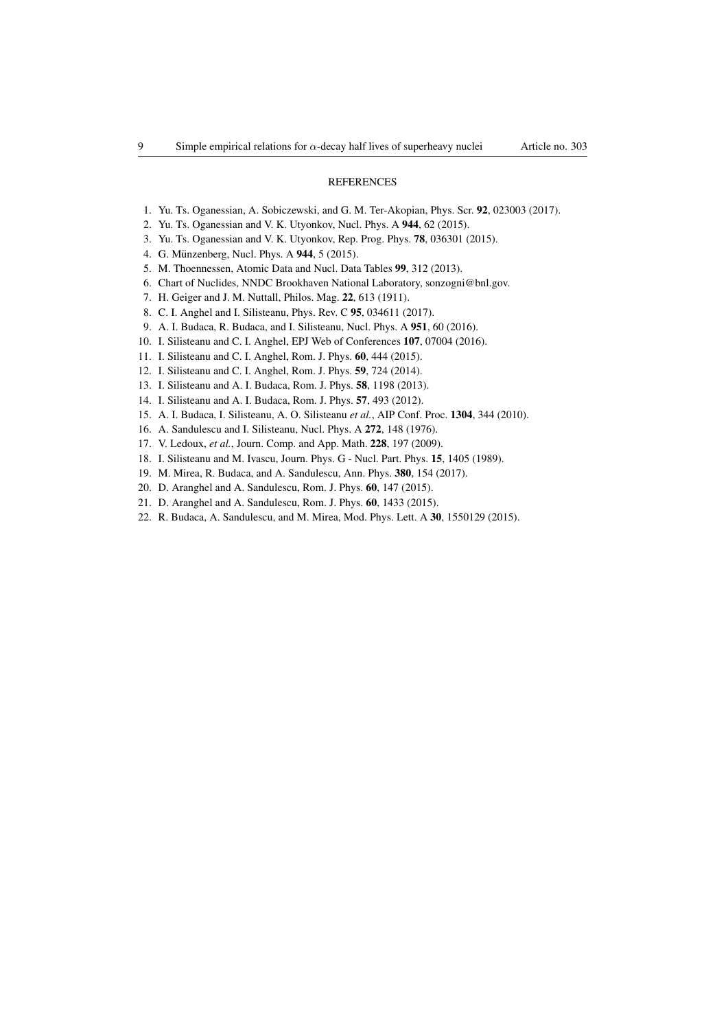## REFERENCES

1. Yu. Ts. Oganessian, A. Sobiczewski, and G. M. Ter-Akopian, Phys. Scr. **92**, 023003 (2017).
2. Yu. Ts. Oganessian and V. K. Utyonkov, Nucl. Phys. A **944**, 62 (2015).
3. Yu. Ts. Oganessian and V. K. Utyonkov, Rep. Prog. Phys. **78**, 036301 (2015).
4. G. Münzenberg, Nucl. Phys. A **944**, 5 (2015).
5. M. Thoennessen, Atomic Data and Nucl. Data Tables **99**, 312 (2013).
6. Chart of Nuclides, NNDC Brookhaven National Laboratory, sonzogni@bnl.gov.
7. H. Geiger and J. M. Nuttall, Philos. Mag. **22**, 613 (1911).
8. C. I. Anghel and I. Silisteanu, Phys. Rev. C **95**, 034611 (2017).
9. A. I. Budaca, R. Budaca, and I. Silisteanu, Nucl. Phys. A **951**, 60 (2016).
10. I. Silisteanu and C. I. Anghel, EPJ Web of Conferences **107**, 07004 (2016).
11. I. Silisteanu and C. I. Anghel, Rom. J. Phys. **60**, 444 (2015).
12. I. Silisteanu and C. I. Anghel, Rom. J. Phys. **59**, 724 (2014).
13. I. Silisteanu and A. I. Budaca, Rom. J. Phys. **58**, 1198 (2013).
14. I. Silisteanu and A. I. Budaca, Rom. J. Phys. **57**, 493 (2012).
15. A. I. Budaca, I. Silisteanu, A. O. Silisteanu *et al.*, AIP Conf. Proc. **1304**, 344 (2010).
16. A. Sandulescu and I. Silisteanu, Nucl. Phys. A **272**, 148 (1976).
17. V. Ledoux, *et al.*, Journ. Comp. and App. Math. **228**, 197 (2009).
18. I. Silisteanu and M. Ivascu, Journ. Phys. G - Nucl. Part. Phys. **15**, 1405 (1989).
19. M. Mirea, R. Budaca, and A. Sandulescu, Ann. Phys. **380**, 154 (2017).
20. D. Aranghel and A. Sandulescu, Rom. J. Phys. **60**, 147 (2015).
21. D. Aranghel and A. Sandulescu, Rom. J. Phys. **60**, 1433 (2015).
22. R. Budaca, A. Sandulescu, and M. Mirea, Mod. Phys. Lett. A **30**, 1550129 (2015).